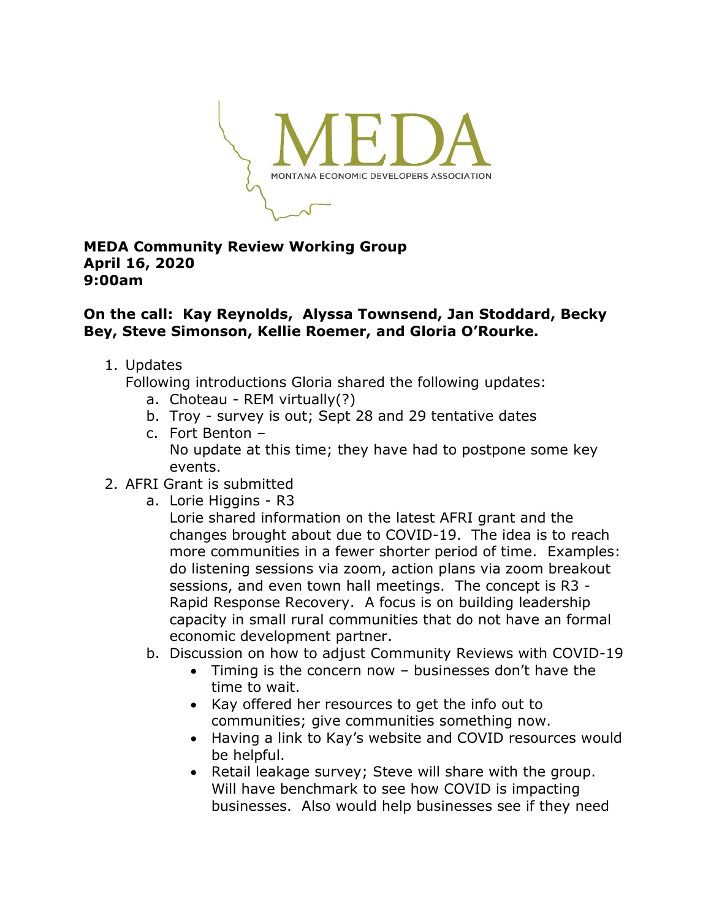MEDA

MONTANA ECONOMIC DEVELOPERS ASSOCIATION

**MEDA Community Review Working Group**
**April 16, 2020**
**9:00am**

**On the call: Kay Reynolds, Alyssa Townsend, Jan Stoddard, Becky Bey, Steve Simonson, Kellie Roemer, and Gloria O'Rourke.**

1. Updates
   Following introductions Gloria shared the following updates:
   a. Choteau - REM virtually(?)
   b. Troy - survey is out; Sept 28 and 29 tentative dates
   c. Fort Benton –
      No update at this time; they have had to postpone some key events.
2. AFRI Grant is submitted
   a. Lorie Higgins - R3
      Lorie shared information on the latest AFRI grant and the changes brought about due to COVID-19. The idea is to reach more communities in a fewer shorter period of time. Examples: do listening sessions via zoom, action plans via zoom breakout sessions, and even town hall meetings. The concept is R3 - Rapid Response Recovery. A focus is on building leadership capacity in small rural communities that do not have an formal economic development partner.
   b. Discussion on how to adjust Community Reviews with COVID-19
      - Timing is the concern now – businesses don't have the time to wait.
      - Kay offered her resources to get the info out to communities; give communities something now.
      - Having a link to Kay's website and COVID resources would be helpful.
      - Retail leakage survey; Steve will share with the group. Will have benchmark to see how COVID is impacting businesses. Also would help businesses see if they need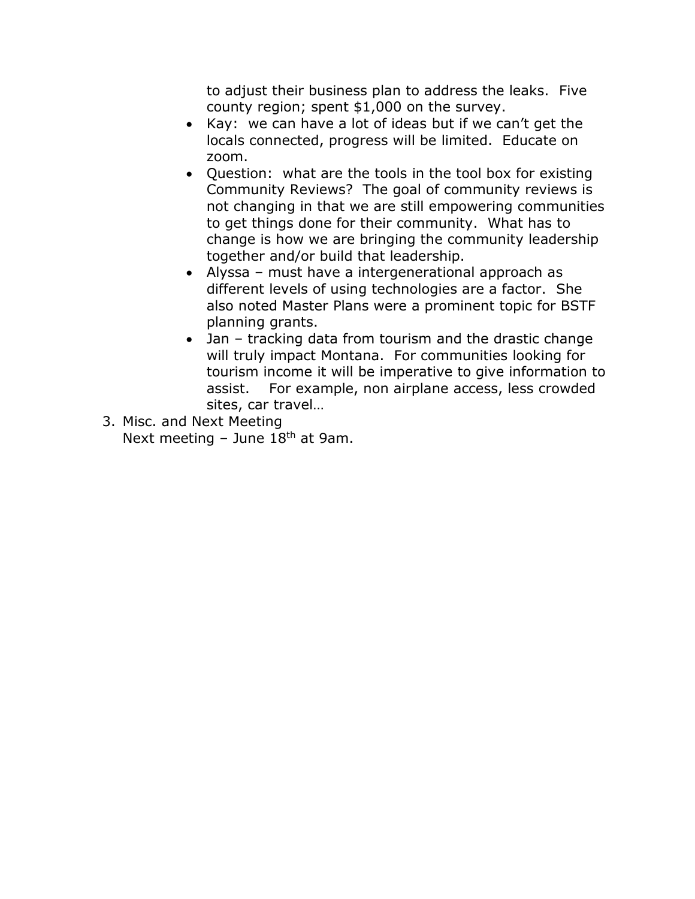to adjust their business plan to address the leaks. Five county region; spent $1,000 on the survey.

- Kay: we can have a lot of ideas but if we can't get the locals connected, progress will be limited. Educate on zoom.
- Question: what are the tools in the tool box for existing Community Reviews? The goal of community reviews is not changing in that we are still empowering communities to get things done for their community. What has to change is how we are bringing the community leadership together and/or build that leadership.
- Alyssa – must have a intergenerational approach as different levels of using technologies are a factor. She also noted Master Plans were a prominent topic for BSTF planning grants.
- Jan – tracking data from tourism and the drastic change will truly impact Montana. For communities looking for tourism income it will be imperative to give information to assist. For example, non airplane access, less crowded sites, car travel…

3. Misc. and Next Meeting
   Next meeting – June 18th at 9am.